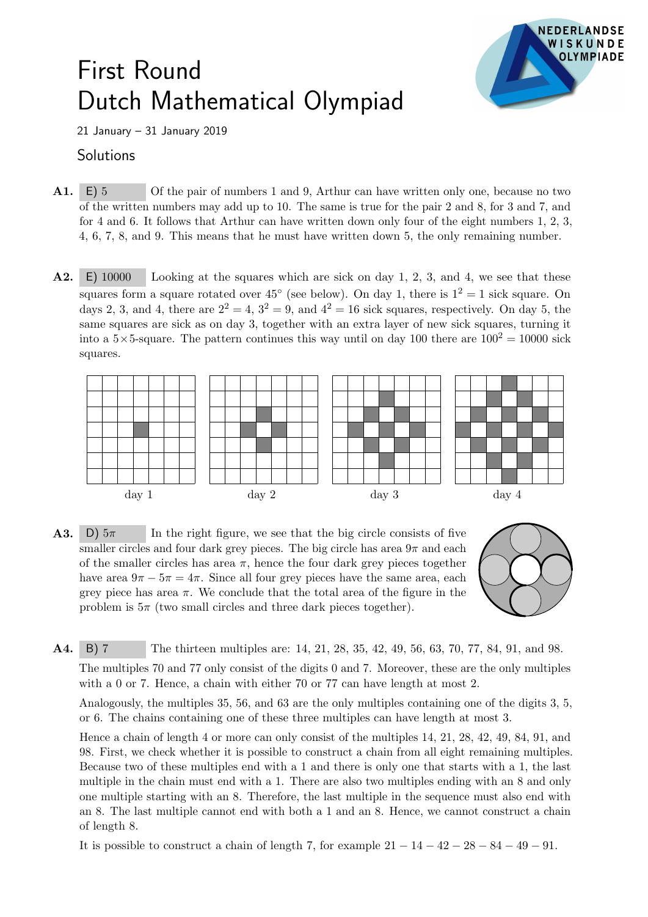# First Round
# Dutch Mathematical Olympiad

21 January – 31 January 2019

## Solutions

**A1.** E) 5 Of the pair of numbers 1 and 9, Arthur can have written only one, because no two of the written numbers may add up to 10. The same is true for the pair 2 and 8, for 3 and 7, and for 4 and 6. It follows that Arthur can have written down only four of the eight numbers 1, 2, 3, 4, 6, 7, 8, and 9. This means that he must have written down 5, the only remaining number.

**A2.** E) 10000 Looking at the squares which are sick on day 1, 2, 3, and 4, we see that these squares form a square rotated over $45^\circ$ (see below). On day 1, there is $1^2 = 1$ sick square. On days 2, 3, and 4, there are $2^2 = 4$, $3^2 = 9$, and $4^2 = 16$ sick squares, respectively. On day 5, the same squares are sick as on day 3, together with an extra layer of new sick squares, turning it into a $5\times 5$-square. The pattern continues this way until on day 100 there are $100^2 = 10000$ sick squares.

day 1 day 2 day 3 day 4

**A3.** D) $5\pi$ In the right figure, we see that the big circle consists of five smaller circles and four dark grey pieces. The big circle has area $9\pi$ and each of the smaller circles has area $\pi$, hence the four dark grey pieces together have area $9\pi - 5\pi = 4\pi$. Since all four grey pieces have the same area, each grey piece has area $\pi$. We conclude that the total area of the figure in the problem is $5\pi$ (two small circles and three dark pieces together).

**A4.** B) 7 The thirteen multiples are: 14, 21, 28, 35, 42, 49, 56, 63, 70, 77, 84, 91, and 98.

The multiples 70 and 77 only consist of the digits 0 and 7. Moreover, these are the only multiples with a 0 or 7. Hence, a chain with either 70 or 77 can have length at most 2.

Analogously, the multiples 35, 56, and 63 are the only multiples containing one of the digits 3, 5, or 6. The chains containing one of these three multiples can have length at most 3.

Hence a chain of length 4 or more can only consist of the multiples 14, 21, 28, 42, 49, 84, 91, and 98. First, we check whether it is possible to construct a chain from all eight remaining multiples. Because two of these multiples end with a 1 and there is only one that starts with a 1, the last multiple in the chain must end with a 1. There are also two multiples ending with an 8 and only one multiple starting with an 8. Therefore, the last multiple in the sequence must also end with an 8. The last multiple cannot end with both a 1 and an 8. Hence, we cannot construct a chain of length 8.

It is possible to construct a chain of length 7, for example $21 - 14 - 42 - 28 - 84 - 49 - 91$.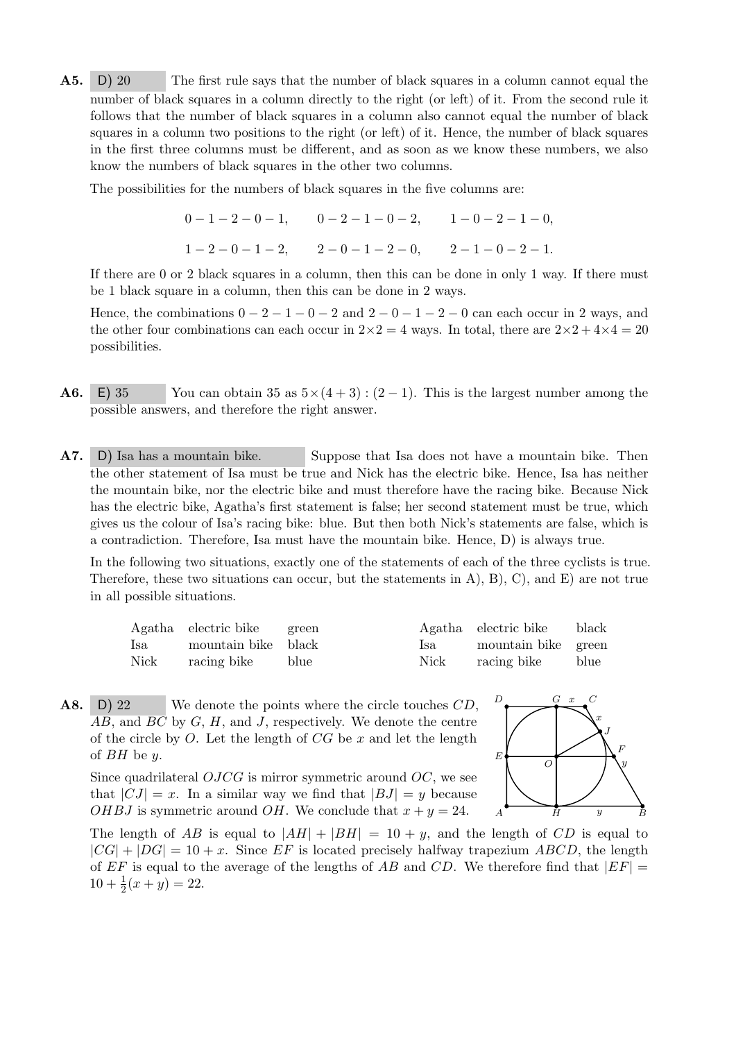**A5.** D) 20 The first rule says that the number of black squares in a column cannot equal the number of black squares in a column directly to the right (or left) of it. From the second rule it follows that the number of black squares in a column also cannot equal the number of black squares in a column two positions to the right (or left) of it. Hence, the number of black squares in the first three columns must be different, and as soon as we know these numbers, we also know the numbers of black squares in the other two columns.

The possibilities for the numbers of black squares in the five columns are:

$$0-1-2-0-1, \qquad 0-2-1-0-2, \qquad 1-0-2-1-0,$$

$$1-2-0-1-2, \qquad 2-0-1-2-0, \qquad 2-1-0-2-1.$$

If there are 0 or 2 black squares in a column, then this can be done in only 1 way. If there must be 1 black square in a column, then this can be done in 2 ways.

Hence, the combinations $0-2-1-0-2$ and $2-0-1-2-0$ can each occur in 2 ways, and the other four combinations can each occur in $2\times 2 = 4$ ways. In total, there are $2\times 2 + 4\times 4 = 20$ possibilities.

**A6.** E) 35 You can obtain 35 as $5\times(4+3):(2-1)$. This is the largest number among the possible answers, and therefore the right answer.

**A7.** D) Isa has a mountain bike. Suppose that Isa does not have a mountain bike. Then the other statement of Isa must be true and Nick has the electric bike. Hence, Isa has neither the mountain bike, nor the electric bike and must therefore have the racing bike. Because Nick has the electric bike, Agatha's first statement is false; her second statement must be true, which gives us the colour of Isa's racing bike: blue. But then both Nick's statements are false, which is a contradiction. Therefore, Isa must have the mountain bike. Hence, D) is always true.

In the following two situations, exactly one of the statements of each of the three cyclists is true. Therefore, these two situations can occur, but the statements in A), B), C), and E) are not true in all possible situations.

| | | |
|---|---|---|
| Agatha | electric bike | green |
| Isa | mountain bike | black |
| Nick | racing bike | blue |

| | | |
|---|---|---|
| Agatha | electric bike | black |
| Isa | mountain bike | green |
| Nick | racing bike | blue |

**A8.** D) 22 We denote the points where the circle touches $CD$, $AB$, and $BC$ by $G$, $H$, and $J$, respectively. We denote the centre of the circle by $O$. Let the length of $CG$ be $x$ and let the length of $BH$ be $y$.

Since quadrilateral $OJCG$ is mirror symmetric around $OC$, we see that $|CJ| = x$. In a similar way we find that $|BJ| = y$ because $OHBJ$ is symmetric around $OH$. We conclude that $x + y = 24$.

The length of $AB$ is equal to $|AH| + |BH| = 10 + y$, and the length of $CD$ is equal to $|CG| + |DG| = 10 + x$. Since $EF$ is located precisely halfway trapezium $ABCD$, the length of $EF$ is equal to the average of the lengths of $AB$ and $CD$. We therefore find that $|EF| = 10 + \frac{1}{2}(x + y) = 22$.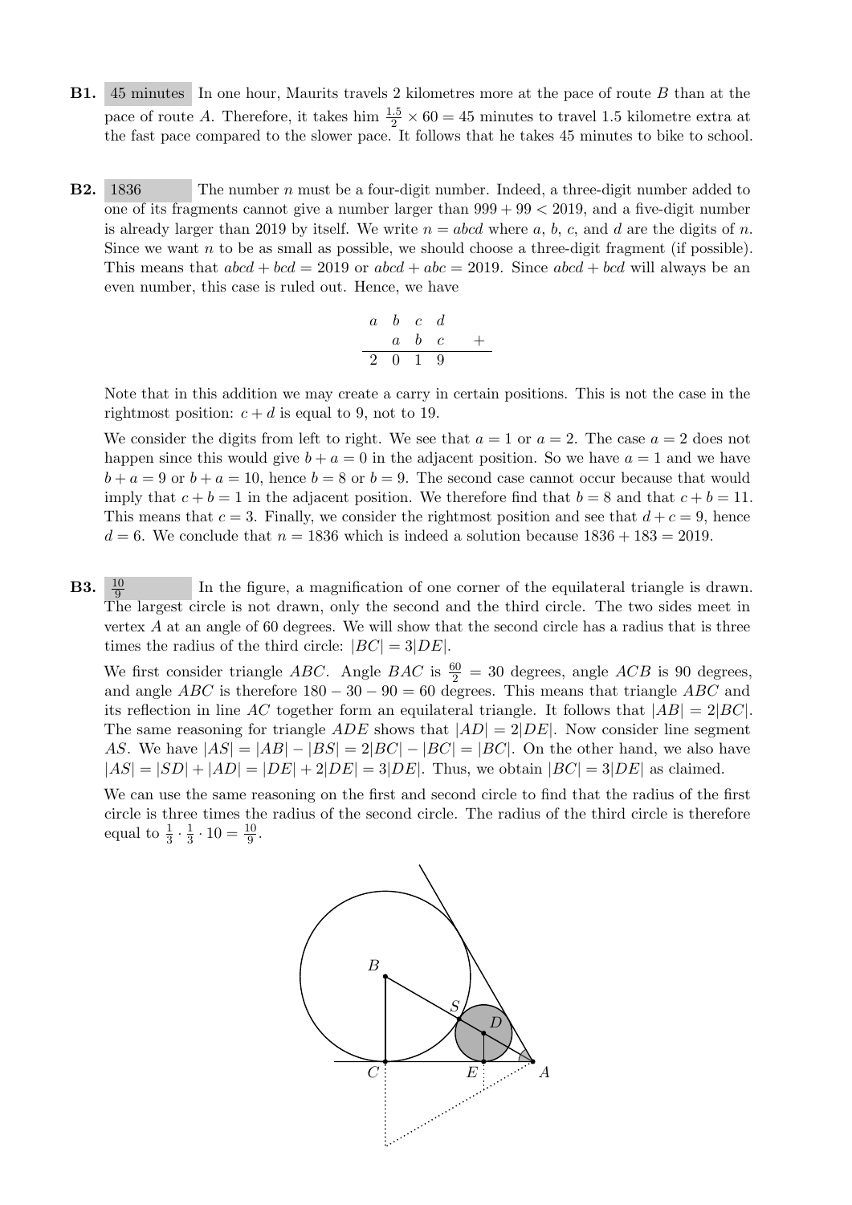**B1.** 45 minutes In one hour, Maurits travels 2 kilometres more at the pace of route $B$ than at the pace of route $A$. Therefore, it takes him $\frac{1.5}{2} \times 60 = 45$ minutes to travel 1.5 kilometre extra at the fast pace compared to the slower pace. It follows that he takes 45 minutes to bike to school.

**B2.** 1836 The number $n$ must be a four-digit number. Indeed, a three-digit number added to one of its fragments cannot give a number larger than $999 + 99 < 2019$, and a five-digit number is already larger than 2019 by itself. We write $n = abcd$ where $a$, $b$, $c$, and $d$ are the digits of $n$. Since we want $n$ to be as small as possible, we should choose a three-digit fragment (if possible). This means that $abcd + bcd = 2019$ or $abcd + abc = 2019$. Since $abcd + bcd$ will always be an even number, this case is ruled out. Hence, we have

$$\begin{array}{cccc} a & b & c & d \\ & a & b & c \\ \hline 2 & 0 & 1 & 9 \end{array} \quad +$$

Note that in this addition we may create a carry in certain positions. This is not the case in the rightmost position: $c + d$ is equal to 9, not to 19.

We consider the digits from left to right. We see that $a = 1$ or $a = 2$. The case $a = 2$ does not happen since this would give $b + a = 0$ in the adjacent position. So we have $a = 1$ and we have $b + a = 9$ or $b + a = 10$, hence $b = 8$ or $b = 9$. The second case cannot occur because that would imply that $c + b = 1$ in the adjacent position. We therefore find that $b = 8$ and that $c + b = 11$. This means that $c = 3$. Finally, we consider the rightmost position and see that $d + c = 9$, hence $d = 6$. We conclude that $n = 1836$ which is indeed a solution because $1836 + 183 = 2019$.

**B3.** $\frac{10}{9}$ In the figure, a magnification of one corner of the equilateral triangle is drawn. The largest circle is not drawn, only the second and the third circle. The two sides meet in vertex $A$ at an angle of 60 degrees. We will show that the second circle has a radius that is three times the radius of the third circle: $|BC| = 3|DE|$.

We first consider triangle $ABC$. Angle $BAC$ is $\frac{60}{2} = 30$ degrees, angle $ACB$ is 90 degrees, and angle $ABC$ is therefore $180 - 30 - 90 = 60$ degrees. This means that triangle $ABC$ and its reflection in line $AC$ together form an equilateral triangle. It follows that $|AB| = 2|BC|$. The same reasoning for triangle $ADE$ shows that $|AD| = 2|DE|$. Now consider line segment $AS$. We have $|AS| = |AB| - |BS| = 2|BC| - |BC| = |BC|$. On the other hand, we also have $|AS| = |SD| + |AD| = |DE| + 2|DE| = 3|DE|$. Thus, we obtain $|BC| = 3|DE|$ as claimed.

We can use the same reasoning on the first and second circle to find that the radius of the first circle is three times the radius of the second circle. The radius of the third circle is therefore equal to $\frac{1}{3} \cdot \frac{1}{3} \cdot 10 = \frac{10}{9}$.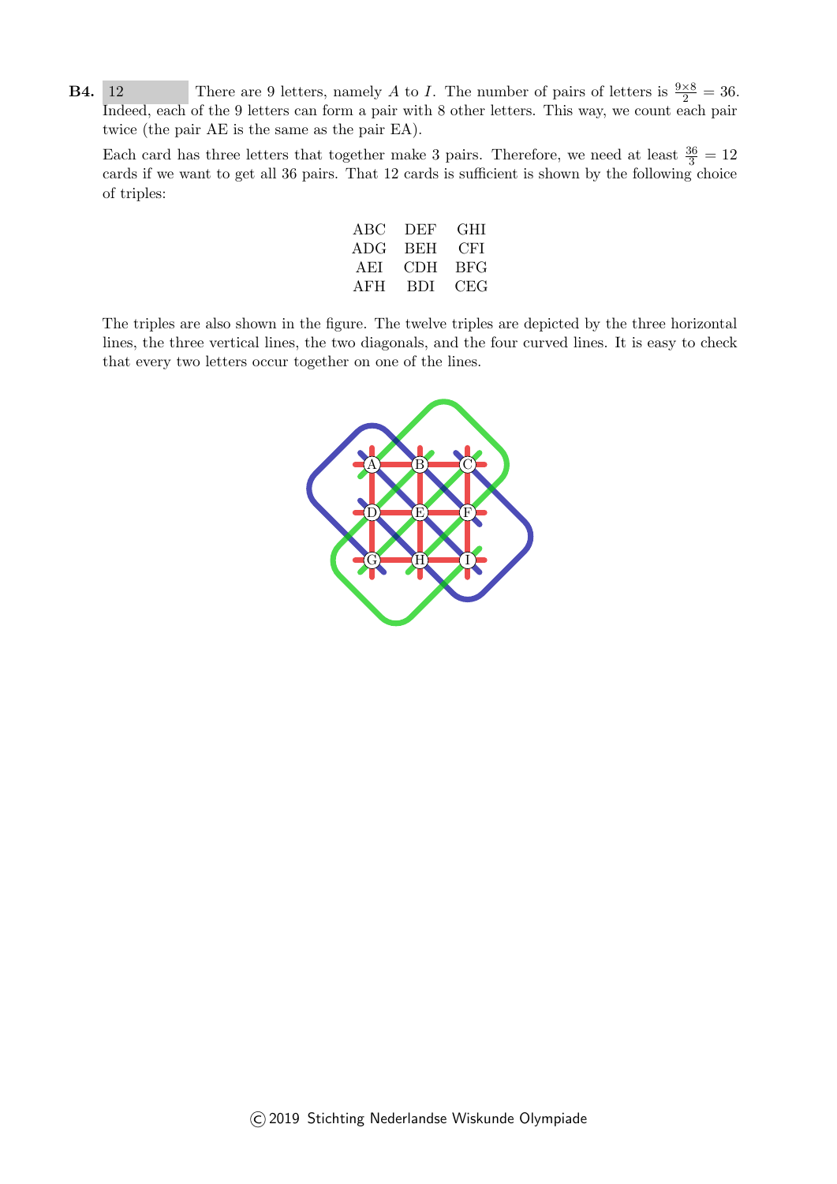**B4.** 12 There are 9 letters, namely $A$ to $I$. The number of pairs of letters is $\frac{9\times 8}{2} = 36$. Indeed, each of the 9 letters can form a pair with 8 other letters. This way, we count each pair twice (the pair AE is the same as the pair EA).

Each card has three letters that together make 3 pairs. Therefore, we need at least $\frac{36}{3} = 12$ cards if we want to get all 36 pairs. That 12 cards is sufficient is shown by the following choice of triples:

| | | |
|---|---|---|
| ABC | DEF | GHI |
| ADG | BEH | CFI |
| AEI | CDH | BFG |
| AFH | BDI | CEG |

The triples are also shown in the figure. The twelve triples are depicted by the three horizontal lines, the three vertical lines, the two diagonals, and the four curved lines. It is easy to check that every two letters occur together on one of the lines.

A B C
D E F
G H I